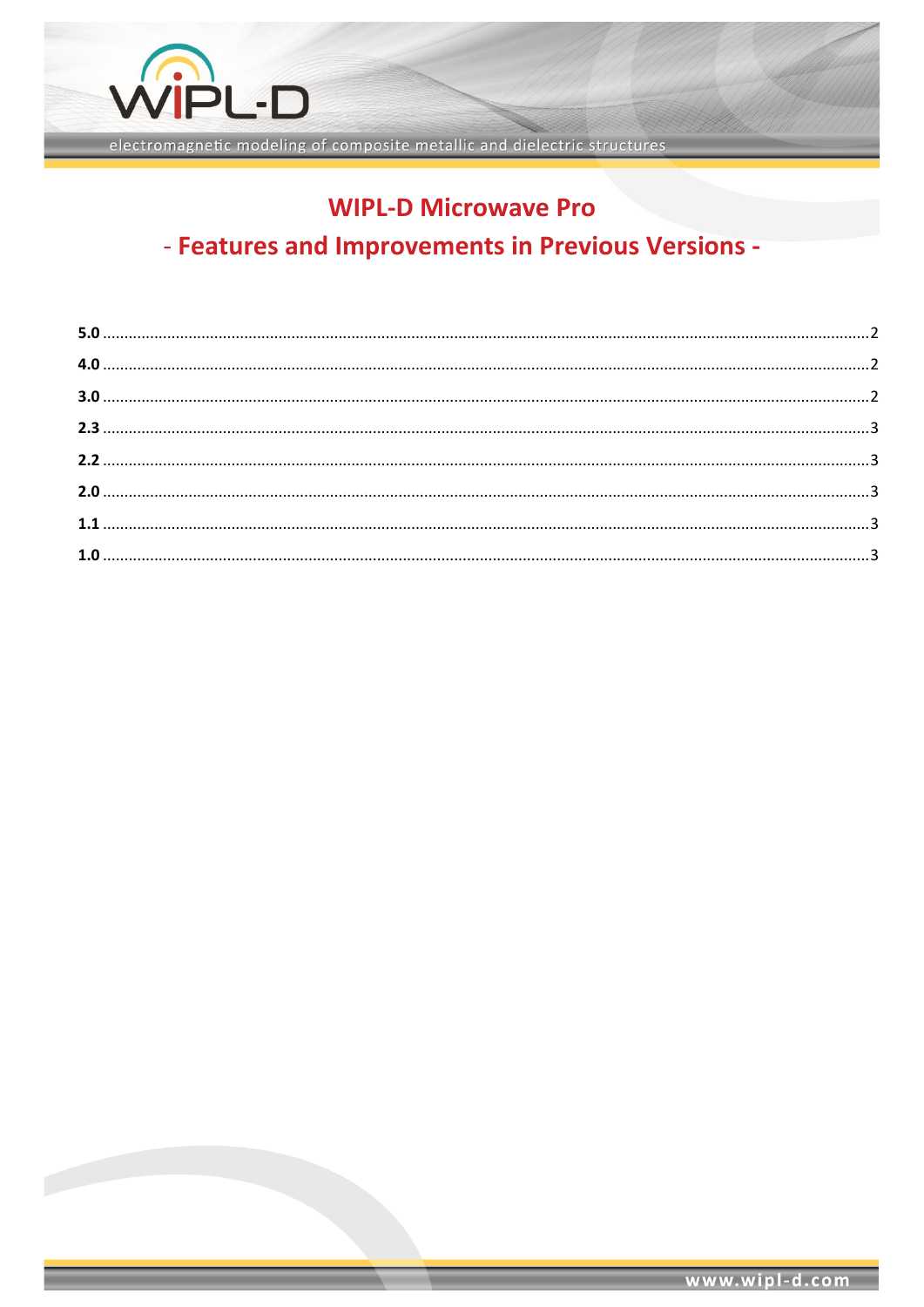electromagnetic modeling of composite metallic and dielectric structures

# WIPL-D Microwave Pro

## - Features and Improvements in Previous Versions -

**5.0** .......... 2
**4.0** .......... 2
**3.0** .......... 2
**2.3** .......... 3
**2.2** .......... 3
**2.0** .......... 3
**1.1** .......... 3
**1.0** .......... 3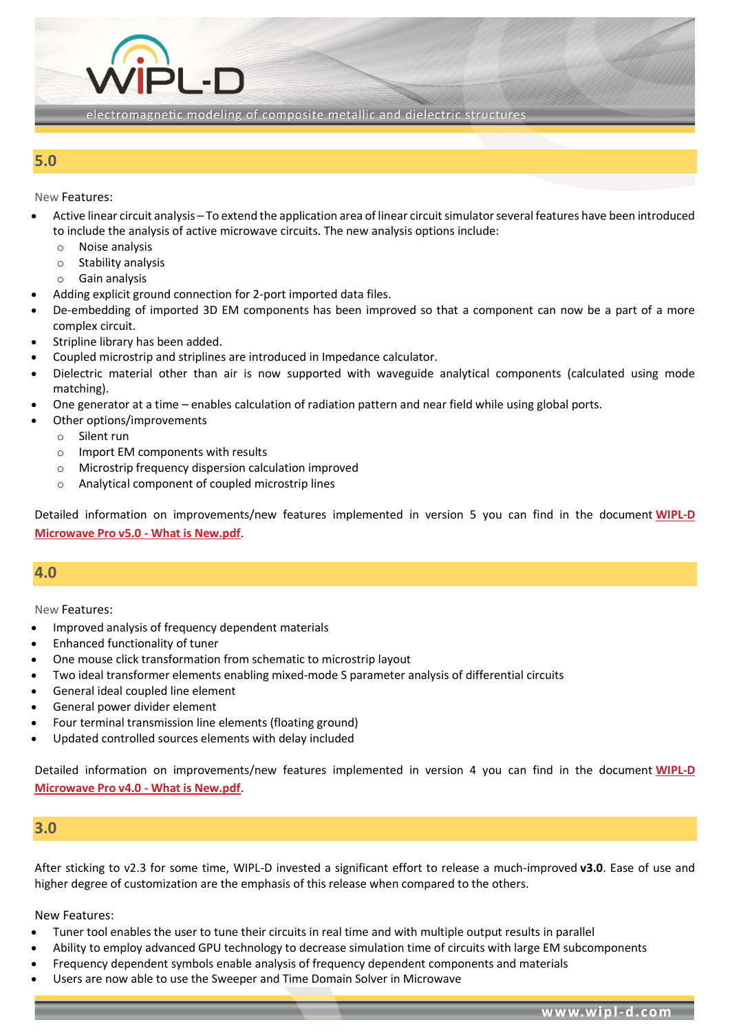## 5.0

New Features:

- Active linear circuit analysis – To extend the application area of linear circuit simulator several features have been introduced to include the analysis of active microwave circuits. The new analysis options include:
  - Noise analysis
  - Stability analysis
  - Gain analysis
- Adding explicit ground connection for 2-port imported data files.
- De-embedding of imported 3D EM components has been improved so that a component can now be a part of a more complex circuit.
- Stripline library has been added.
- Coupled microstrip and striplines are introduced in Impedance calculator.
- Dielectric material other than air is now supported with waveguide analytical components (calculated using mode matching).
- One generator at a time – enables calculation of radiation pattern and near field while using global ports.
- Other options/improvements
  - Silent run
  - Import EM components with results
  - Microstrip frequency dispersion calculation improved
  - Analytical component of coupled microstrip lines

Detailed information on improvements/new features implemented in version 5 you can find in the document **WIPL-D Microwave Pro v5.0 - What is New.pdf**.

## 4.0

New Features:

- Improved analysis of frequency dependent materials
- Enhanced functionality of tuner
- One mouse click transformation from schematic to microstrip layout
- Two ideal transformer elements enabling mixed-mode S parameter analysis of differential circuits
- General ideal coupled line element
- General power divider element
- Four terminal transmission line elements (floating ground)
- Updated controlled sources elements with delay included

Detailed information on improvements/new features implemented in version 4 you can find in the document **WIPL-D Microwave Pro v4.0 - What is New.pdf**.

## 3.0

After sticking to v2.3 for some time, WIPL-D invested a significant effort to release a much-improved **v3.0**. Ease of use and higher degree of customization are the emphasis of this release when compared to the others.

New Features:

- Tuner tool enables the user to tune their circuits in real time and with multiple output results in parallel
- Ability to employ advanced GPU technology to decrease simulation time of circuits with large EM subcomponents
- Frequency dependent symbols enable analysis of frequency dependent components and materials
- Users are now able to use the Sweeper and Time Domain Solver in Microwave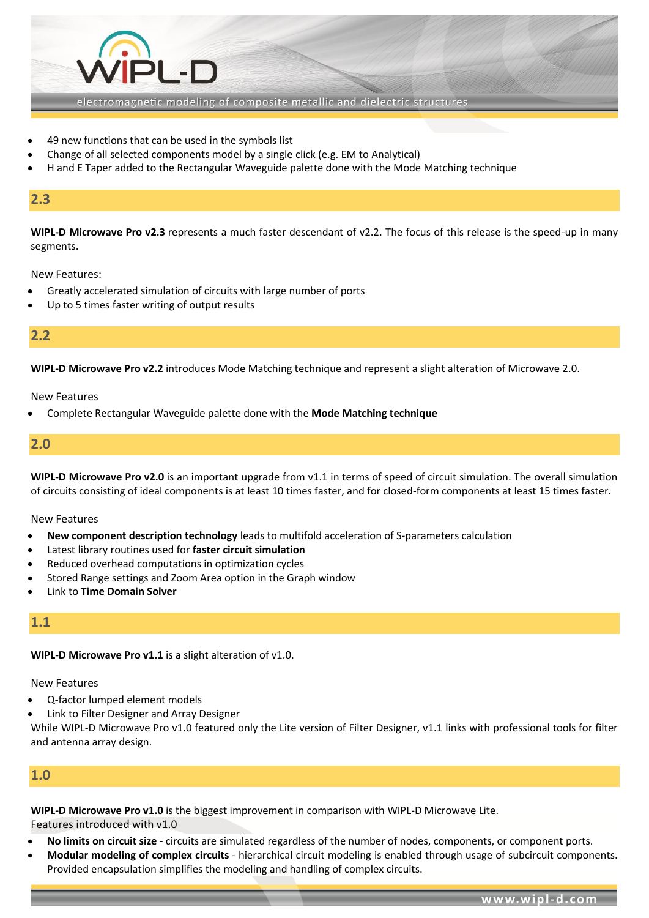- 49 new functions that can be used in the symbols list
- Change of all selected components model by a single click (e.g. EM to Analytical)
- H and E Taper added to the Rectangular Waveguide palette done with the Mode Matching technique

## 2.3

**WIPL-D Microwave Pro v2.3** represents a much faster descendant of v2.2. The focus of this release is the speed-up in many segments.

New Features:

- Greatly accelerated simulation of circuits with large number of ports
- Up to 5 times faster writing of output results

## 2.2

**WIPL-D Microwave Pro v2.2** introduces Mode Matching technique and represent a slight alteration of Microwave 2.0.

New Features

- Complete Rectangular Waveguide palette done with the **Mode Matching technique**

## 2.0

**WIPL-D Microwave Pro v2.0** is an important upgrade from v1.1 in terms of speed of circuit simulation. The overall simulation of circuits consisting of ideal components is at least 10 times faster, and for closed-form components at least 15 times faster.

New Features

- **New component description technology** leads to multifold acceleration of S-parameters calculation
- Latest library routines used for **faster circuit simulation**
- Reduced overhead computations in optimization cycles
- Stored Range settings and Zoom Area option in the Graph window
- Link to **Time Domain Solver**

## 1.1

**WIPL-D Microwave Pro v1.1** is a slight alteration of v1.0.

New Features

- Q-factor lumped element models
- Link to Filter Designer and Array Designer

While WIPL-D Microwave Pro v1.0 featured only the Lite version of Filter Designer, v1.1 links with professional tools for filter and antenna array design.

## 1.0

**WIPL-D Microwave Pro v1.0** is the biggest improvement in comparison with WIPL-D Microwave Lite.
Features introduced with v1.0

- **No limits on circuit size** - circuits are simulated regardless of the number of nodes, components, or component ports.
- **Modular modeling of complex circuits** - hierarchical circuit modeling is enabled through usage of subcircuit components. Provided encapsulation simplifies the modeling and handling of complex circuits.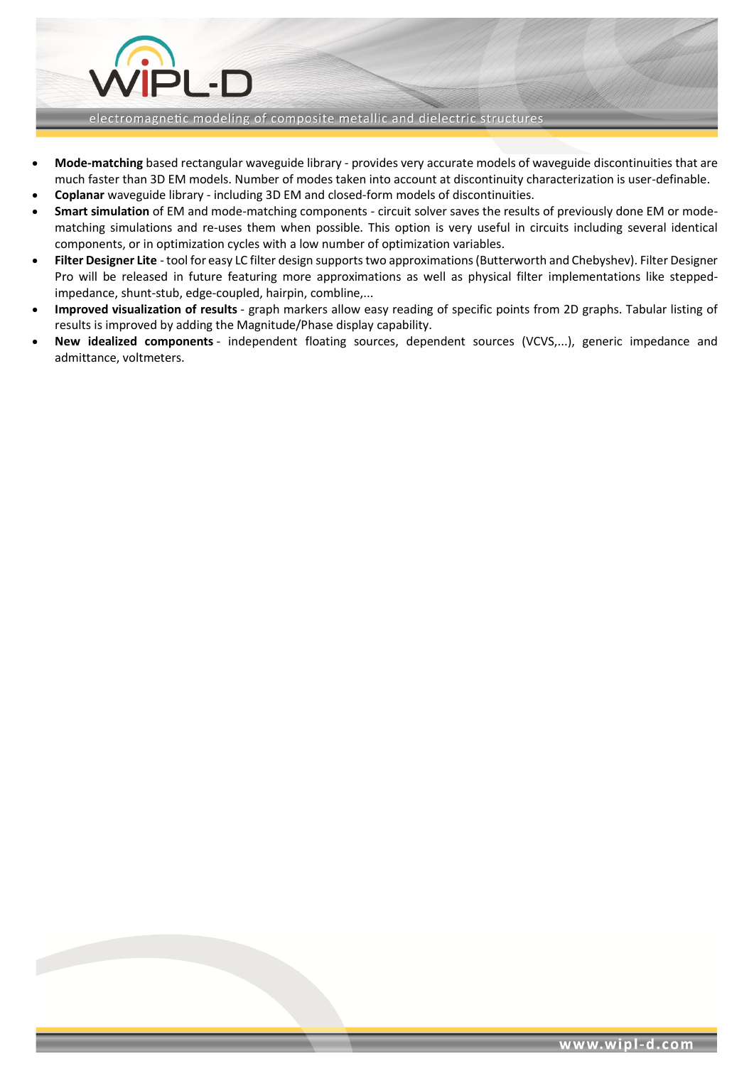- **Mode-matching** based rectangular waveguide library - provides very accurate models of waveguide discontinuities that are much faster than 3D EM models. Number of modes taken into account at discontinuity characterization is user-definable.
- **Coplanar** waveguide library - including 3D EM and closed-form models of discontinuities.
- **Smart simulation** of EM and mode-matching components - circuit solver saves the results of previously done EM or mode-matching simulations and re-uses them when possible. This option is very useful in circuits including several identical components, or in optimization cycles with a low number of optimization variables.
- **Filter Designer Lite** - tool for easy LC filter design supports two approximations (Butterworth and Chebyshev). Filter Designer Pro will be released in future featuring more approximations as well as physical filter implementations like stepped-impedance, shunt-stub, edge-coupled, hairpin, combline,...
- **Improved visualization of results** - graph markers allow easy reading of specific points from 2D graphs. Tabular listing of results is improved by adding the Magnitude/Phase display capability.
- **New idealized components** - independent floating sources, dependent sources (VCVS,...), generic impedance and admittance, voltmeters.